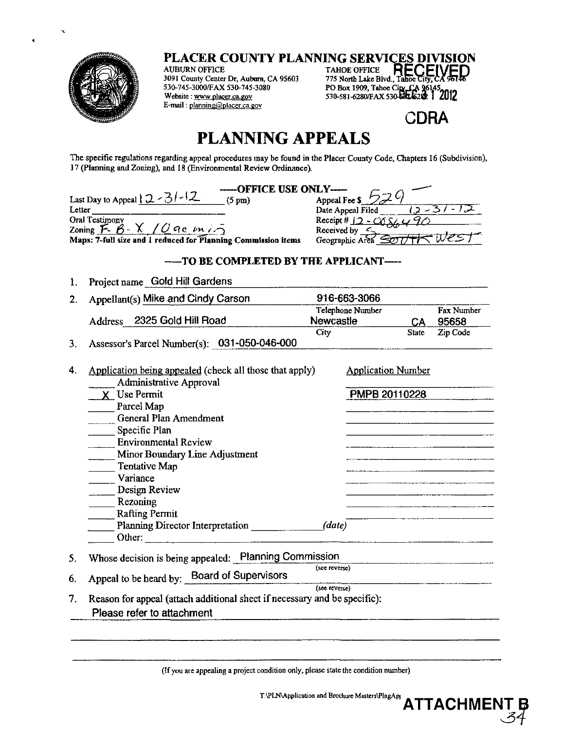# PLACER COUNTY PLANNING SERVICES DIVISION

AUBURN OFFICE
3091 County Center Dr, Auburn, CA 95603
530-745-3000/FAX 530-745-3080
Website : www.placer.ca.gov
E-mail : planning@placer.ca.gov

TAHOE OFFICE
775 North Lake Blvd., Tahoe City, CA 96146
PO Box 1909, Tahoe City, CA 96145
530-581-6280/FAX 530-581-6282

RECEIVED
DEC 31 2012
CDRA

# PLANNING APPEALS

The specific regulations regarding appeal procedures may be found in the Placer County Code, Chapters 16 (Subdivision), 17 (Planning and Zoning), and 18 (Environmental Review Ordinance).

## —OFFICE USE ONLY—

Last Day to Appeal 12-31-12 (5 pm)
Letter ______
Oral Testimony
Zoning F-B-X 10 ac min
Maps: 7-full size and 1 reduced for Planning Commission items

Appeal Fee $ 529
Date Appeal Filed 12-31-12
Receipt # 12-058490
Received by S
Geographic Area South West

## —TO BE COMPLETED BY THE APPLICANT—

1. Project name Gold Hill Gardens
2. Appellant(s) Mike and Cindy Carson — Telephone Number 916-663-3066 — Fax Number ______
   Address 2325 Gold Hill Road — City Newcastle — State CA — Zip Code 95658
3. Assessor's Parcel Number(s): 031-050-046-000
4. Application being appealed (check all those that apply) — Application Number
   - ___ Administrative Approval
   - _X_ Use Permit — PMPB 20110228
   - ___ Parcel Map
   - ___ General Plan Amendment
   - ___ Specific Plan
   - ___ Environmental Review
   - ___ Minor Boundary Line Adjustment
   - ___ Tentative Map
   - ___ Variance
   - ___ Design Review
   - ___ Rezoning
   - ___ Rafting Permit
   - ___ Planning Director Interpretation ______ (date)
   - ___ Other: ______
5. Whose decision is being appealed: Planning Commission (see reverse)
6. Appeal to be heard by: Board of Supervisors (see reverse)
7. Reason for appeal (attach additional sheet if necessary and be specific):
   Please refer to attachment

(If you are appealing a project condition only, please state the condition number)

T:\PLN\Application and Brochure Masters\PlngApl

**ATTACHMENT B**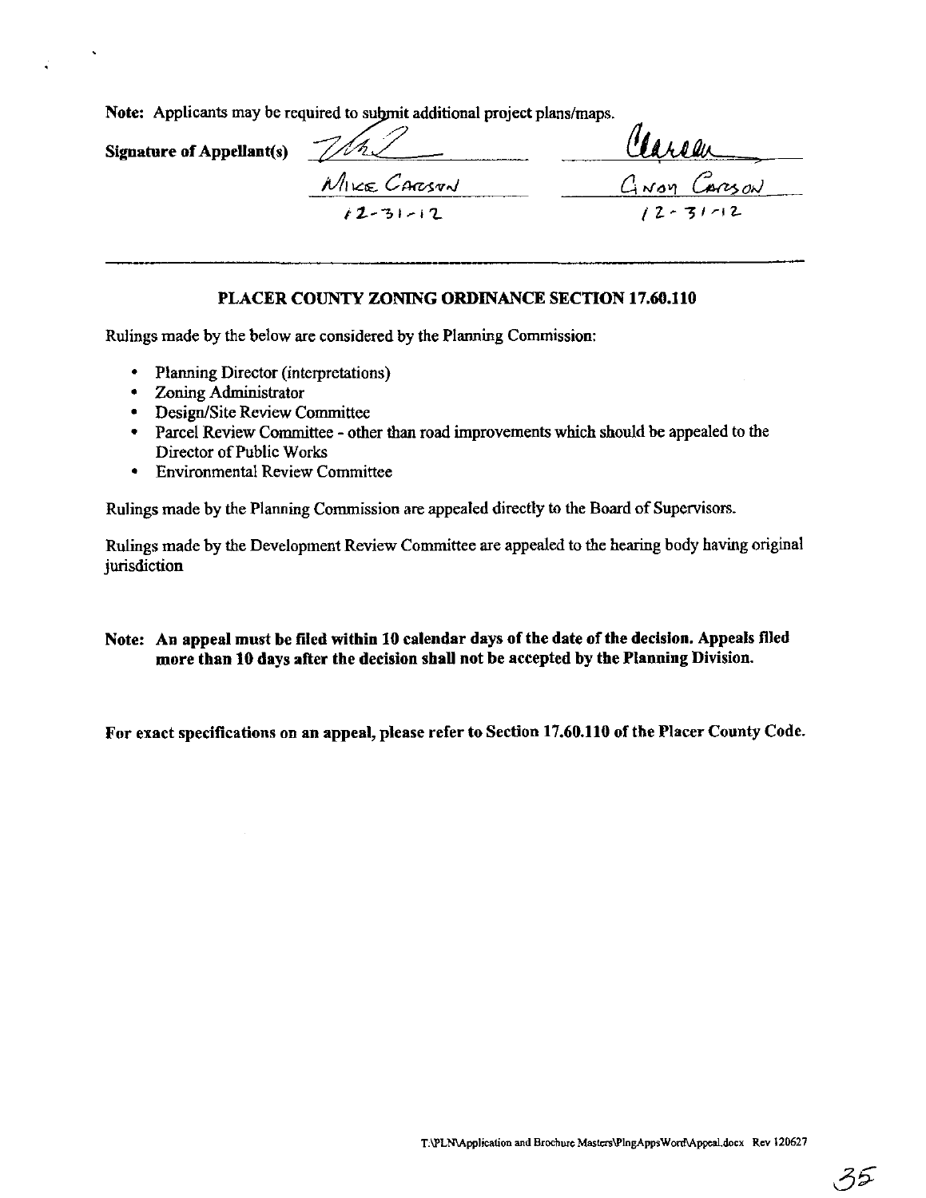**Note:** Applicants may be required to submit additional project plans/maps.

**Signature of Appellant(s)**

| | |
|---|---|
| Mike Carson | Gnoy Carson |
| 12-31-12 | 12-31-12 |

---

## PLACER COUNTY ZONING ORDINANCE SECTION 17.60.110

Rulings made by the below are considered by the Planning Commission:

- Planning Director (interpretations)
- Zoning Administrator
- Design/Site Review Committee
- Parcel Review Committee - other than road improvements which should be appealed to the Director of Public Works
- Environmental Review Committee

Rulings made by the Planning Commission are appealed directly to the Board of Supervisors.

Rulings made by the Development Review Committee are appealed to the hearing body having original jurisdiction

**Note: An appeal must be filed within 10 calendar days of the date of the decision. Appeals filed more than 10 days after the decision shall not be accepted by the Planning Division.**

**For exact specifications on an appeal, please refer to Section 17.60.110 of the Placer County Code.**

T:\PLN\Application and Brochure Masters\PlngAppsWord\Appeal.docx Rev 120627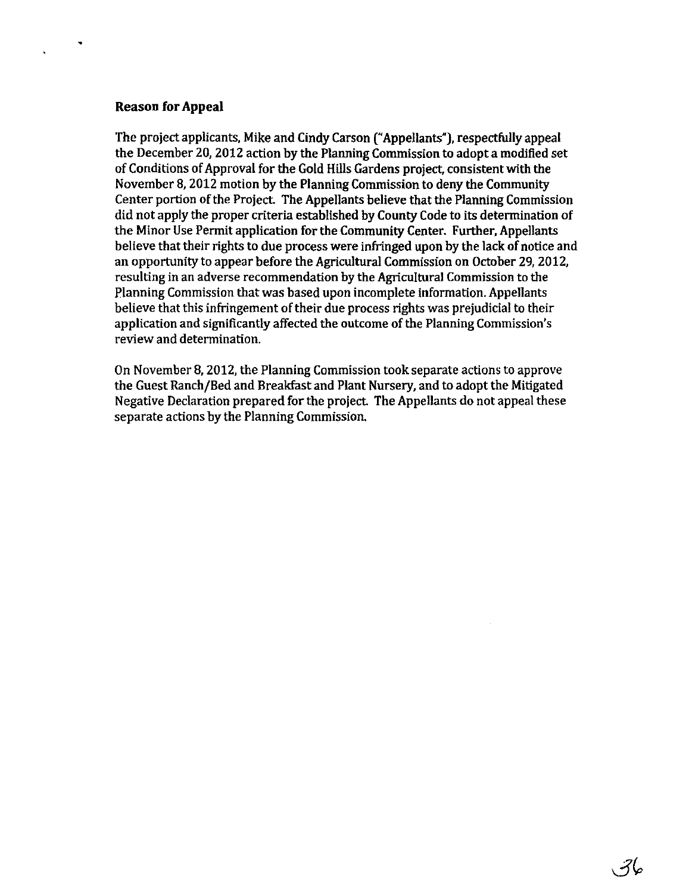**Reason for Appeal**

The project applicants, Mike and Cindy Carson ("Appellants"), respectfully appeal the December 20, 2012 action by the Planning Commission to adopt a modified set of Conditions of Approval for the Gold Hills Gardens project, consistent with the November 8, 2012 motion by the Planning Commission to deny the Community Center portion of the Project. The Appellants believe that the Planning Commission did not apply the proper criteria established by County Code to its determination of the Minor Use Permit application for the Community Center. Further, Appellants believe that their rights to due process were infringed upon by the lack of notice and an opportunity to appear before the Agricultural Commission on October 29, 2012, resulting in an adverse recommendation by the Agricultural Commission to the Planning Commission that was based upon incomplete information. Appellants believe that this infringement of their due process rights was prejudicial to their application and significantly affected the outcome of the Planning Commission's review and determination.

On November 8, 2012, the Planning Commission took separate actions to approve the Guest Ranch/Bed and Breakfast and Plant Nursery, and to adopt the Mitigated Negative Declaration prepared for the project. The Appellants do not appeal these separate actions by the Planning Commission.